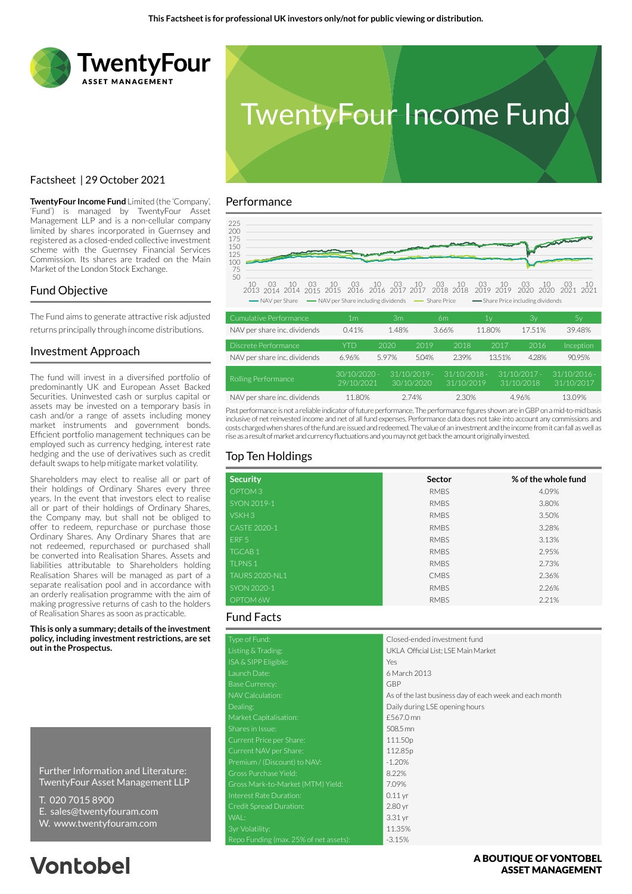This Factsheet is for professional UK investors only/not for public viewing or distribution.

TwentyFour ASSET MANAGEMENT

# TwentyFour Income Fund

Factsheet | 29 October 2021

**TwentyFour Income Fund** Limited (the 'Company', 'Fund') is managed by TwentyFour Asset Management LLP and is a non-cellular company limited by shares incorporated in Guernsey and registered as a closed-ended collective investment scheme with the Guernsey Financial Services Commission. Its shares are traded on the Main Market of the London Stock Exchange.

## Fund Objective

The Fund aims to generate attractive risk adjusted returns principally through income distributions.

## Investment Approach

The fund will invest in a diversified portfolio of predominantly UK and European Asset Backed Securities. Uninvested cash or surplus capital or assets may be invested on a temporary basis in cash and/or a range of assets including money market instruments and government bonds. Efficient portfolio management techniques can be employed such as currency hedging, interest rate hedging and the use of derivatives such as credit default swaps to help mitigate market volatility.

Shareholders may elect to realise all or part of their holdings of Ordinary Shares every three years. In the event that investors elect to realise all or part of their holdings of Ordinary Shares, the Company may, but shall not be obliged to offer to redeem, repurchase or purchase those Ordinary Shares. Any Ordinary Shares that are not redeemed, repurchased or purchased shall be converted into Realisation Shares. Assets and liabilities attributable to Shareholders holding Realisation Shares will be managed as part of a separate realisation pool and in accordance with an orderly realisation programme with the aim of making progressive returns of cash to the holders of Realisation Shares as soon as practicable.

**This is only a summary; details of the investment policy, including investment restrictions, are set out in the Prospectus.**

Further Information and Literature:
TwentyFour Asset Management LLP

T. 020 7015 8900
E. sales@twentyfouram.com
W. www.twentyfouram.com

## Performance

Chart legend: NAV per Share; NAV per Share including dividends; Share Price; Share Price including dividends

| Cumulative Performance | 1m | 3m | 6m | 1y | 3y | 5y |
|---|---|---|---|---|---|---|
| NAV per share inc. dividends | 0.41% | 1.48% | 3.66% | 11.80% | 17.51% | 39.48% |

| Discrete Performance | YTD | 2020 | 2019 | 2018 | 2017 | 2016 | Inception |
|---|---|---|---|---|---|---|---|
| NAV per share inc. dividends | 6.96% | 5.97% | 5.04% | 2.39% | 13.51% | 4.28% | 90.95% |

| Rolling Performance | 30/10/2020 - 29/10/2021 | 31/10/2019 - 30/10/2020 | 31/10/2018 - 31/10/2019 | 31/10/2017 - 31/10/2018 | 31/10/2016 - 31/10/2017 |
|---|---|---|---|---|---|
| NAV per share inc. dividends | 11.80% | 2.74% | 2.30% | 4.96% | 13.09% |

Past performance is not a reliable indicator of future performance. The performance figures shown are in GBP on a mid-to-mid basis inclusive of net reinvested income and net of all fund expenses. Performance data does not take into account any commissions and costs charged when shares of the fund are issued and redeemed. The value of an investment and the income from it can fall as well as rise as a result of market and currency fluctuations and you may not get back the amount originally invested.

## Top Ten Holdings

| Security | Sector | % of the whole fund |
|---|---|---|
| OPTOM 3 | RMBS | 4.09% |
| SYON 2019-1 | RMBS | 3.80% |
| VSKH 3 | RMBS | 3.50% |
| CASTE 2020-1 | RMBS | 3.28% |
| ERF 5 | RMBS | 3.13% |
| TGCAB 1 | RMBS | 2.95% |
| TLPNS 1 | RMBS | 2.73% |
| TAURS 2020-NL1 | CMBS | 2.36% |
| SYON 2020-1 | RMBS | 2.26% |
| OPTOM 6W | RMBS | 2.21% |

## Fund Facts

| | |
|---|---|
| Type of Fund: | Closed-ended investment fund |
| Listing & Trading: | UKLA Official List; LSE Main Market |
| ISA & SIPP Eligible: | Yes |
| Launch Date: | 6 March 2013 |
| Base Currency: | GBP |
| NAV Calculation: | As of the last business day of each week and each month |
| Dealing: | Daily during LSE opening hours |
| Market Capitalisation: | £567.0 mn |
| Shares in Issue: | 508.5 mn |
| Current Price per Share: | 111.50p |
| Current NAV per Share: | 112.85p |
| Premium / (Discount) to NAV: | -1.20% |
| Gross Purchase Yield: | 8.22% |
| Gross Mark-to-Market (MTM) Yield: | 7.09% |
| Interest Rate Duration: | 0.11 yr |
| Credit Spread Duration: | 2.80 yr |
| WAL: | 3.31 yr |
| 3yr Volatility: | 11.35% |
| Repo Funding (max. 25% of net assets): | -3.15% |

Vontobel

A BOUTIQUE OF VONTOBEL ASSET MANAGEMENT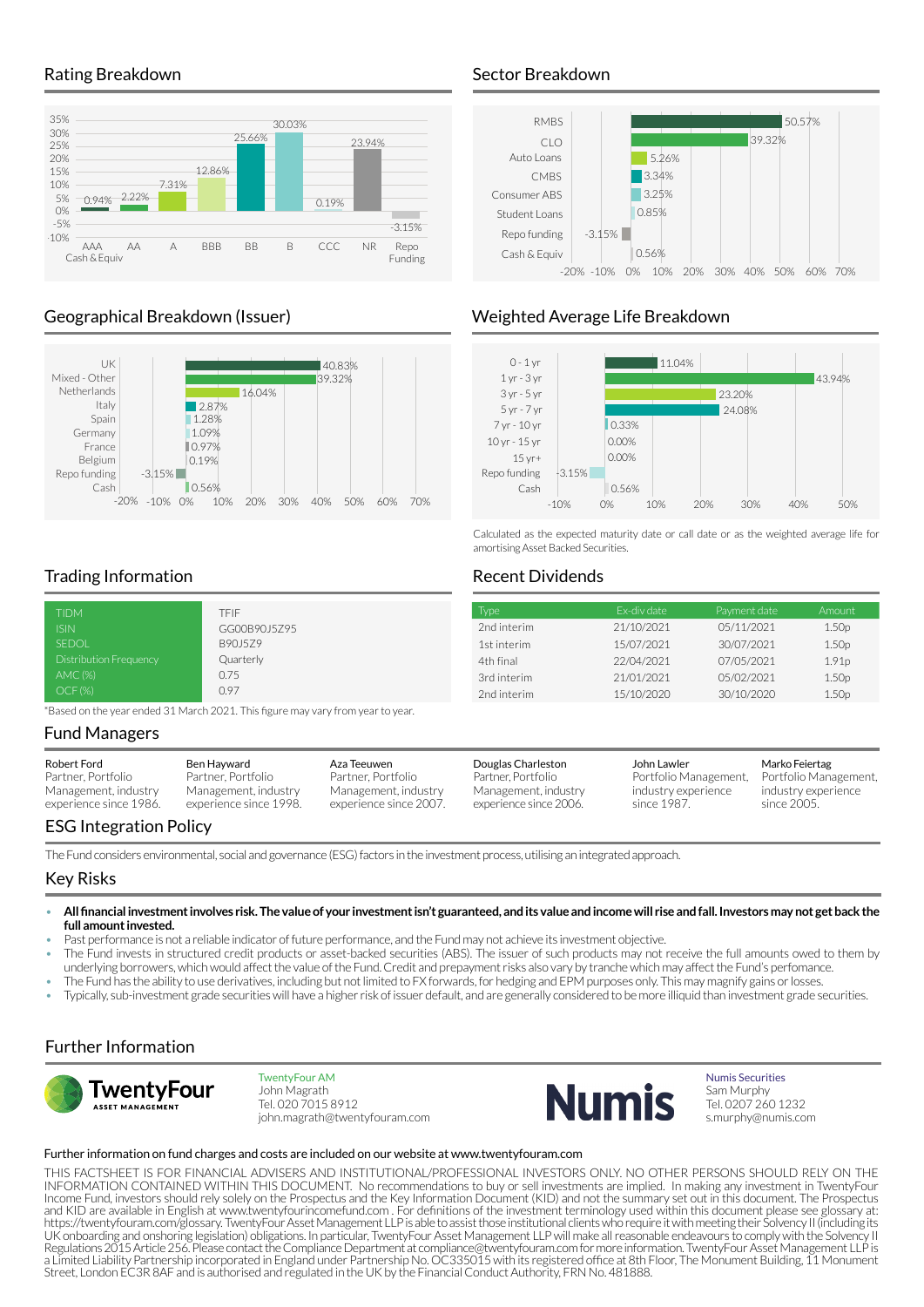## Rating Breakdown

35%
30%
25%
20%
15%
10%
5%
0%
-5%
-10%

0.94% 2.22% 7.31% 12.86% 25.66% 30.03% 0.19% 23.94% -3.15%

AAA Cash & Equiv
AA
A
BBB
BB
B
CCC
NR
Repo Funding

## Sector Breakdown

RMBS 50.57%
CLO 39.32%
Auto Loans 5.26%
CMBS 3.34%
Consumer ABS 3.25%
Student Loans 0.85%
Repo funding -3.15%
Cash & Equiv 0.56%

-20% -10% 0% 10% 20% 30% 40% 50% 60% 70%

## Geographical Breakdown (Issuer)

UK 40.83%
Mixed - Other 39.32%
Netherlands 16.04%
Italy 2.87%
Spain 1.28%
Germany 1.09%
France 0.97%
Belgium 0.19%
Repo funding -3.15%
Cash 0.56%

-20% -10% 0% 10% 20% 30% 40% 50% 60% 70%

## Weighted Average Life Breakdown

0 - 1 yr 11.04%
1 yr - 3 yr 43.94%
3 yr - 5 yr 23.20%
5 yr - 7 yr 24.08%
7 yr - 10 yr 0.33%
10 yr - 15 yr 0.00%
15 yr+ 0.00%
Repo funding -3.15%
Cash 0.56%

-10% 0% 10% 20% 30% 40% 50%

Calculated as the expected maturity date or call date or as the weighted average life for amortising Asset Backed Securities.

## Trading Information

| | |
|---|---|
| TIDM | TFIF |
| ISIN | GG00B90J5Z95 |
| SEDOL | B90J5Z9 |
| Distribution Frequency | Quarterly |
| AMC (%) | 0.75 |
| OCF (%) | 0.97 |

*Based on the year ended 31 March 2021. This figure may vary from year to year.

## Recent Dividends

| Type | Ex-div date | Payment date | Amount |
|---|---|---|---|
| 2nd interim | 21/10/2021 | 05/11/2021 | 1.50p |
| 1st interim | 15/07/2021 | 30/07/2021 | 1.50p |
| 4th final | 22/04/2021 | 07/05/2021 | 1.91p |
| 3rd interim | 21/01/2021 | 05/02/2021 | 1.50p |
| 2nd interim | 15/10/2020 | 30/10/2020 | 1.50p |

## Fund Managers

**Robert Ford**
Partner, Portfolio Management, industry experience since 1986.

**Ben Hayward**
Partner, Portfolio Management, industry experience since 1998.

**Aza Teeuwen**
Partner, Portfolio Management, industry experience since 2007.

**Douglas Charleston**
Partner, Portfolio Management, industry experience since 2006.

**John Lawler**
Portfolio Management, industry experience since 1987.

**Marko Feiertag**
Portfolio Management, industry experience since 2005.

## ESG Integration Policy

The Fund considers environmental, social and governance (ESG) factors in the investment process, utilising an integrated approach.

## Key Risks

- **All financial investment involves risk. The value of your investment isn't guaranteed, and its value and income will rise and fall. Investors may not get back the full amount invested.**
- Past performance is not a reliable indicator of future performance, and the Fund may not achieve its investment objective.
- The Fund invests in structured credit products or asset-backed securities (ABS). The issuer of such products may not receive the full amounts owed to them by underlying borrowers, which would affect the value of the Fund. Credit and prepayment risks also vary by tranche which may affect the Fund's perfomance.
- The Fund has the ability to use derivatives, including but not limited to FX forwards, for hedging and EPM purposes only. This may magnify gains or losses.
- Typically, sub-investment grade securities will have a higher risk of issuer default, and are generally considered to be more illiquid than investment grade securities.

## Further Information

TwentyFour ASSET MANAGEMENT

TwentyFour AM
John Magrath
Tel. 020 7015 8912
john.magrath@twentyfouram.com

Numis

Numis Securities
Sam Murphy
Tel. 0207 260 1232
s.murphy@numis.com

Further information on fund charges and costs are included on our website at www.twentyfouram.com

THIS FACTSHEET IS FOR FINANCIAL ADVISERS AND INSTITUTIONAL/PROFESSIONAL INVESTORS ONLY. NO OTHER PERSONS SHOULD RELY ON THE INFORMATION CONTAINED WITHIN THIS DOCUMENT. No recommendations to buy or sell investments are implied. In making any investment in TwentyFour Income Fund, investors should rely solely on the Prospectus and the Key Information Document (KID) and not the summary set out in this document. The Prospectus and KID are available in English at www.twentyfourincomefund.com . For definitions of the investment terminology used within this document please see glossary at: https://twentyfouram.com/glossary. TwentyFour Asset Management LLP is able to assist those institutional clients who require it with meeting their Solvency II (including its UK onboarding and onshoring legislation) obligations. In particular, TwentyFour Asset Management LLP will make all reasonable endeavours to comply with the Solvency II Regulations 2015 Article 256. Please contact the Compliance Department at compliance@twentyfouram.com for more information. TwentyFour Asset Management LLP is a Limited Liability Partnership incorporated in England under Partnership No. OC335015 with its registered office at 8th Floor, The Monument Building, 11 Monument Street, London EC3R 8AF and is authorised and regulated in the UK by the Financial Conduct Authority, FRN No. 481888.